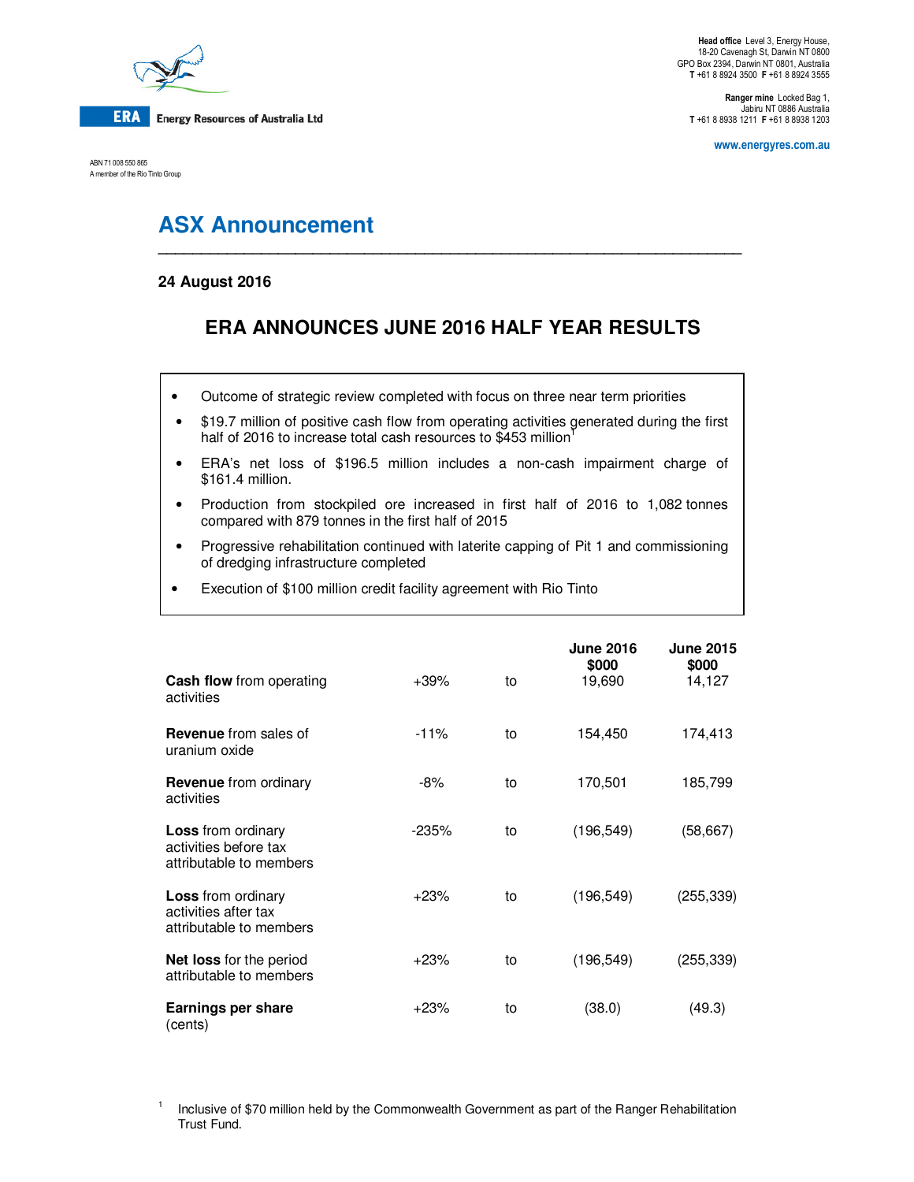**Energy Resources of Australia Ltd**

ABN 71 008 550 865
A member of the Rio Tinto Group

**Head office** Level 3, Energy House, 18-20 Cavenagh St, Darwin NT 0800
GPO Box 2394, Darwin NT 0801, Australia
**T** +61 8 8924 3500 **F** +61 8 8924 3555

**Ranger mine** Locked Bag 1, Jabiru NT 0886 Australia
**T** +61 8 8938 1211 **F** +61 8 8938 1203

www.energyres.com.au

# ASX Announcement

**24 August 2016**

## ERA ANNOUNCES JUNE 2016 HALF YEAR RESULTS

- Outcome of strategic review completed with focus on three near term priorities
- $19.7 million of positive cash flow from operating activities generated during the first half of 2016 to increase total cash resources to $453 million[1]
- ERA's net loss of $196.5 million includes a non-cash impairment charge of $161.4 million.
- Production from stockpiled ore increased in first half of 2016 to 1,082 tonnes compared with 879 tonnes in the first half of 2015
- Progressive rehabilitation continued with laterite capping of Pit 1 and commissioning of dredging infrastructure completed
- Execution of $100 million credit facility agreement with Rio Tinto

| | | | June 2016 $000 | June 2015 $000 |
|---|---|---|---|---|
| **Cash flow** from operating activities | +39% | to | 19,690 | 14,127 |
| **Revenue** from sales of uranium oxide | -11% | to | 154,450 | 174,413 |
| **Revenue** from ordinary activities | -8% | to | 170,501 | 185,799 |
| **Loss** from ordinary activities before tax attributable to members | -235% | to | (196,549) | (58,667) |
| **Loss** from ordinary activities after tax attributable to members | +23% | to | (196,549) | (255,339) |
| **Net loss** for the period attributable to members | +23% | to | (196,549) | (255,339) |
| **Earnings per share** (cents) | +23% | to | (38.0) | (49.3) |

[1] Inclusive of $70 million held by the Commonwealth Government as part of the Ranger Rehabilitation Trust Fund.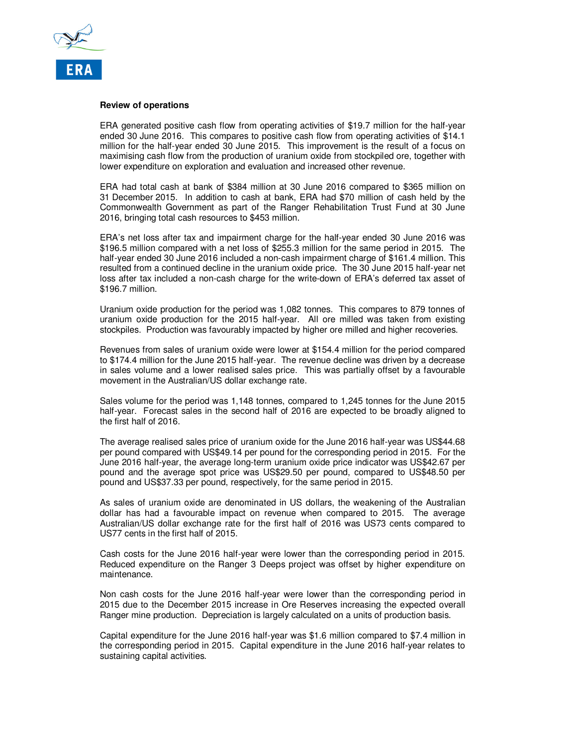**Review of operations**

ERA generated positive cash flow from operating activities of $19.7 million for the half-year ended 30 June 2016. This compares to positive cash flow from operating activities of $14.1 million for the half-year ended 30 June 2015. This improvement is the result of a focus on maximising cash flow from the production of uranium oxide from stockpiled ore, together with lower expenditure on exploration and evaluation and increased other revenue.

ERA had total cash at bank of $384 million at 30 June 2016 compared to $365 million on 31 December 2015. In addition to cash at bank, ERA had $70 million of cash held by the Commonwealth Government as part of the Ranger Rehabilitation Trust Fund at 30 June 2016, bringing total cash resources to $453 million.

ERA's net loss after tax and impairment charge for the half-year ended 30 June 2016 was $196.5 million compared with a net loss of $255.3 million for the same period in 2015. The half-year ended 30 June 2016 included a non-cash impairment charge of $161.4 million. This resulted from a continued decline in the uranium oxide price. The 30 June 2015 half-year net loss after tax included a non-cash charge for the write-down of ERA's deferred tax asset of $196.7 million.

Uranium oxide production for the period was 1,082 tonnes. This compares to 879 tonnes of uranium oxide production for the 2015 half-year. All ore milled was taken from existing stockpiles. Production was favourably impacted by higher ore milled and higher recoveries.

Revenues from sales of uranium oxide were lower at $154.4 million for the period compared to $174.4 million for the June 2015 half-year. The revenue decline was driven by a decrease in sales volume and a lower realised sales price. This was partially offset by a favourable movement in the Australian/US dollar exchange rate.

Sales volume for the period was 1,148 tonnes, compared to 1,245 tonnes for the June 2015 half-year. Forecast sales in the second half of 2016 are expected to be broadly aligned to the first half of 2016.

The average realised sales price of uranium oxide for the June 2016 half-year was US$44.68 per pound compared with US$49.14 per pound for the corresponding period in 2015. For the June 2016 half-year, the average long-term uranium oxide price indicator was US$42.67 per pound and the average spot price was US$29.50 per pound, compared to US$48.50 per pound and US$37.33 per pound, respectively, for the same period in 2015.

As sales of uranium oxide are denominated in US dollars, the weakening of the Australian dollar has had a favourable impact on revenue when compared to 2015. The average Australian/US dollar exchange rate for the first half of 2016 was US73 cents compared to US77 cents in the first half of 2015.

Cash costs for the June 2016 half-year were lower than the corresponding period in 2015. Reduced expenditure on the Ranger 3 Deeps project was offset by higher expenditure on maintenance.

Non cash costs for the June 2016 half-year were lower than the corresponding period in 2015 due to the December 2015 increase in Ore Reserves increasing the expected overall Ranger mine production. Depreciation is largely calculated on a units of production basis.

Capital expenditure for the June 2016 half-year was $1.6 million compared to $7.4 million in the corresponding period in 2015. Capital expenditure in the June 2016 half-year relates to sustaining capital activities.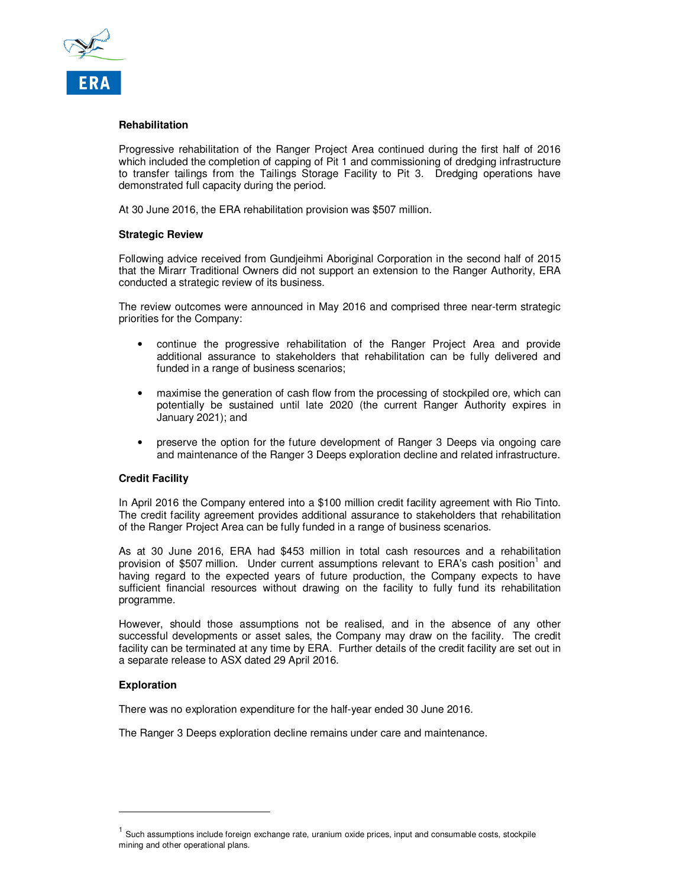## Rehabilitation

Progressive rehabilitation of the Ranger Project Area continued during the first half of 2016 which included the completion of capping of Pit 1 and commissioning of dredging infrastructure to transfer tailings from the Tailings Storage Facility to Pit 3. Dredging operations have demonstrated full capacity during the period.

At 30 June 2016, the ERA rehabilitation provision was $507 million.

## Strategic Review

Following advice received from Gundjeihmi Aboriginal Corporation in the second half of 2015 that the Mirarr Traditional Owners did not support an extension to the Ranger Authority, ERA conducted a strategic review of its business.

The review outcomes were announced in May 2016 and comprised three near-term strategic priorities for the Company:

- continue the progressive rehabilitation of the Ranger Project Area and provide additional assurance to stakeholders that rehabilitation can be fully delivered and funded in a range of business scenarios;
- maximise the generation of cash flow from the processing of stockpiled ore, which can potentially be sustained until late 2020 (the current Ranger Authority expires in January 2021); and
- preserve the option for the future development of Ranger 3 Deeps via ongoing care and maintenance of the Ranger 3 Deeps exploration decline and related infrastructure.

## Credit Facility

In April 2016 the Company entered into a $100 million credit facility agreement with Rio Tinto. The credit facility agreement provides additional assurance to stakeholders that rehabilitation of the Ranger Project Area can be fully funded in a range of business scenarios.

As at 30 June 2016, ERA had $453 million in total cash resources and a rehabilitation provision of $507 million. Under current assumptions relevant to ERA's cash position[1] and having regard to the expected years of future production, the Company expects to have sufficient financial resources without drawing on the facility to fully fund its rehabilitation programme.

However, should those assumptions not be realised, and in the absence of any other successful developments or asset sales, the Company may draw on the facility. The credit facility can be terminated at any time by ERA. Further details of the credit facility are set out in a separate release to ASX dated 29 April 2016.

## Exploration

There was no exploration expenditure for the half-year ended 30 June 2016.

The Ranger 3 Deeps exploration decline remains under care and maintenance.

---

[1] Such assumptions include foreign exchange rate, uranium oxide prices, input and consumable costs, stockpile mining and other operational plans.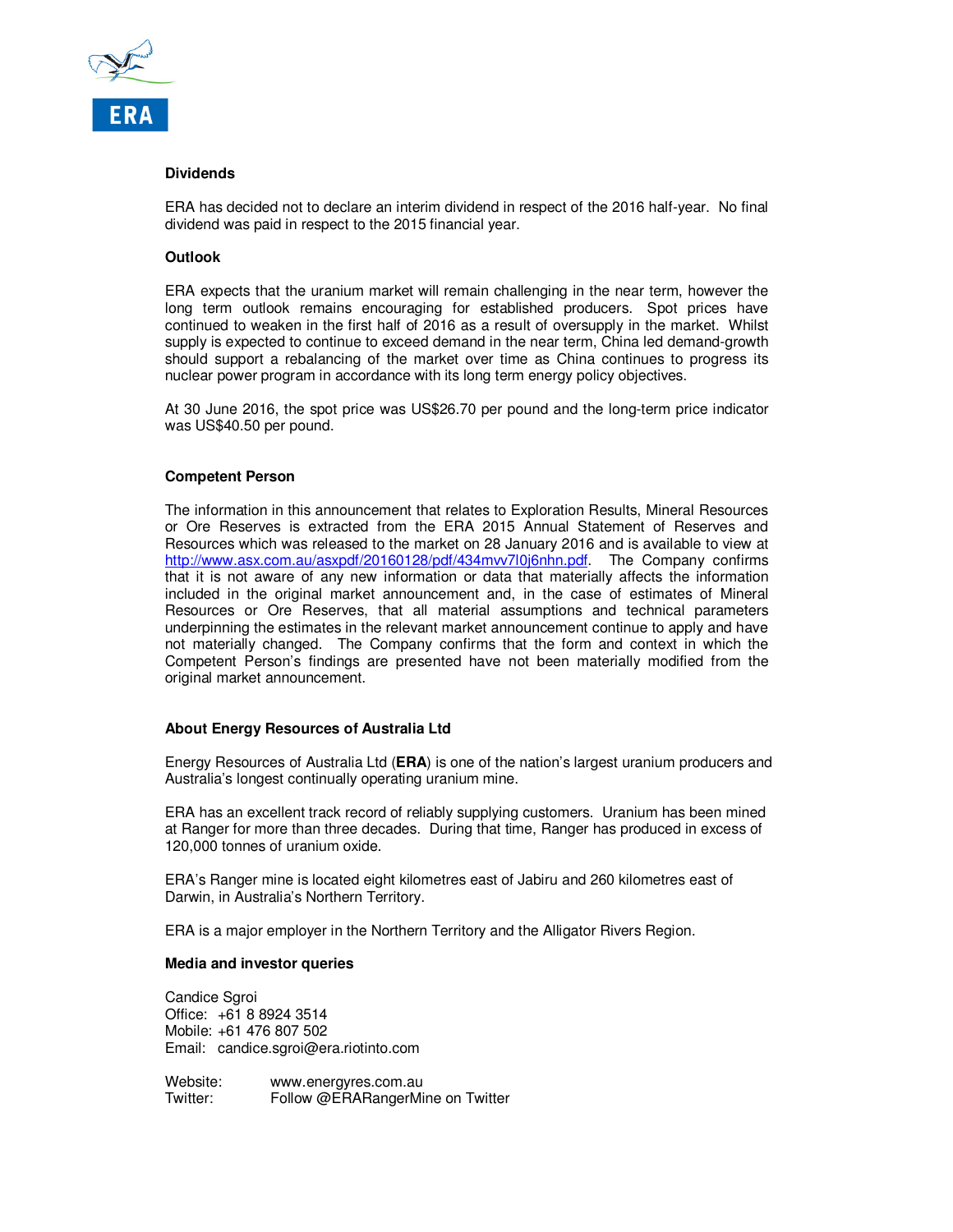## Dividends

ERA has decided not to declare an interim dividend in respect of the 2016 half-year. No final dividend was paid in respect to the 2015 financial year.

## Outlook

ERA expects that the uranium market will remain challenging in the near term, however the long term outlook remains encouraging for established producers. Spot prices have continued to weaken in the first half of 2016 as a result of oversupply in the market. Whilst supply is expected to continue to exceed demand in the near term, China led demand-growth should support a rebalancing of the market over time as China continues to progress its nuclear power program in accordance with its long term energy policy objectives.

At 30 June 2016, the spot price was US$26.70 per pound and the long-term price indicator was US$40.50 per pound.

## Competent Person

The information in this announcement that relates to Exploration Results, Mineral Resources or Ore Reserves is extracted from the ERA 2015 Annual Statement of Reserves and Resources which was released to the market on 28 January 2016 and is available to view at http://www.asx.com.au/asxpdf/20160128/pdf/434mvv7l0j6nhn.pdf. The Company confirms that it is not aware of any new information or data that materially affects the information included in the original market announcement and, in the case of estimates of Mineral Resources or Ore Reserves, that all material assumptions and technical parameters underpinning the estimates in the relevant market announcement continue to apply and have not materially changed. The Company confirms that the form and context in which the Competent Person's findings are presented have not been materially modified from the original market announcement.

## About Energy Resources of Australia Ltd

Energy Resources of Australia Ltd (**ERA**) is one of the nation's largest uranium producers and Australia's longest continually operating uranium mine.

ERA has an excellent track record of reliably supplying customers. Uranium has been mined at Ranger for more than three decades. During that time, Ranger has produced in excess of 120,000 tonnes of uranium oxide.

ERA's Ranger mine is located eight kilometres east of Jabiru and 260 kilometres east of Darwin, in Australia's Northern Territory.

ERA is a major employer in the Northern Territory and the Alligator Rivers Region.

## Media and investor queries

Candice Sgroi
Office: +61 8 8924 3514
Mobile: +61 476 807 502
Email: candice.sgroi@era.riotinto.com

Website: www.energyres.com.au
Twitter: Follow @ERARangerMine on Twitter